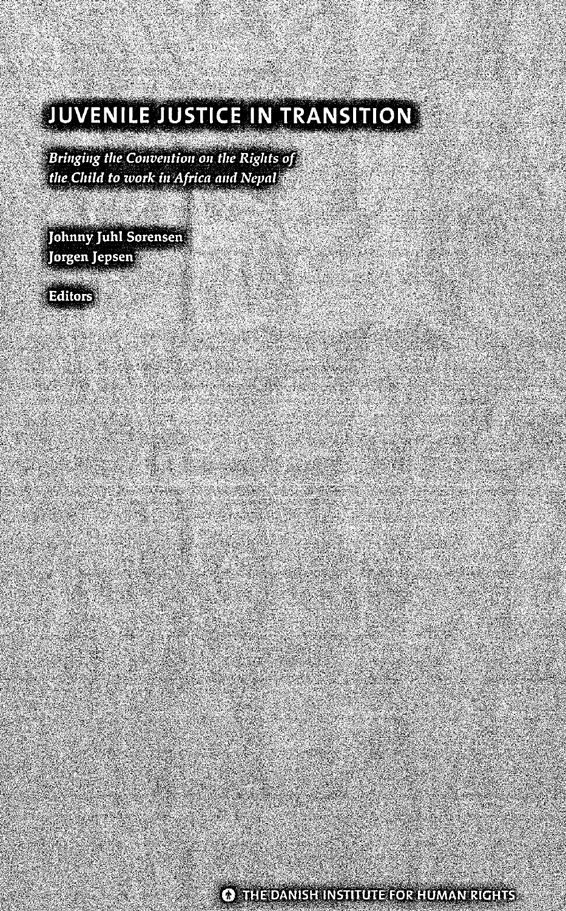# JUVENILE JUSTICE IN TRANSITION

*Bringing the Convention on the Rights of the Child to work in Africa and Nepal*

Johnny Juhl Sørensen
Jørgen Jepsen

Editors

THE DANISH INSTITUTE FOR HUMAN RIGHTS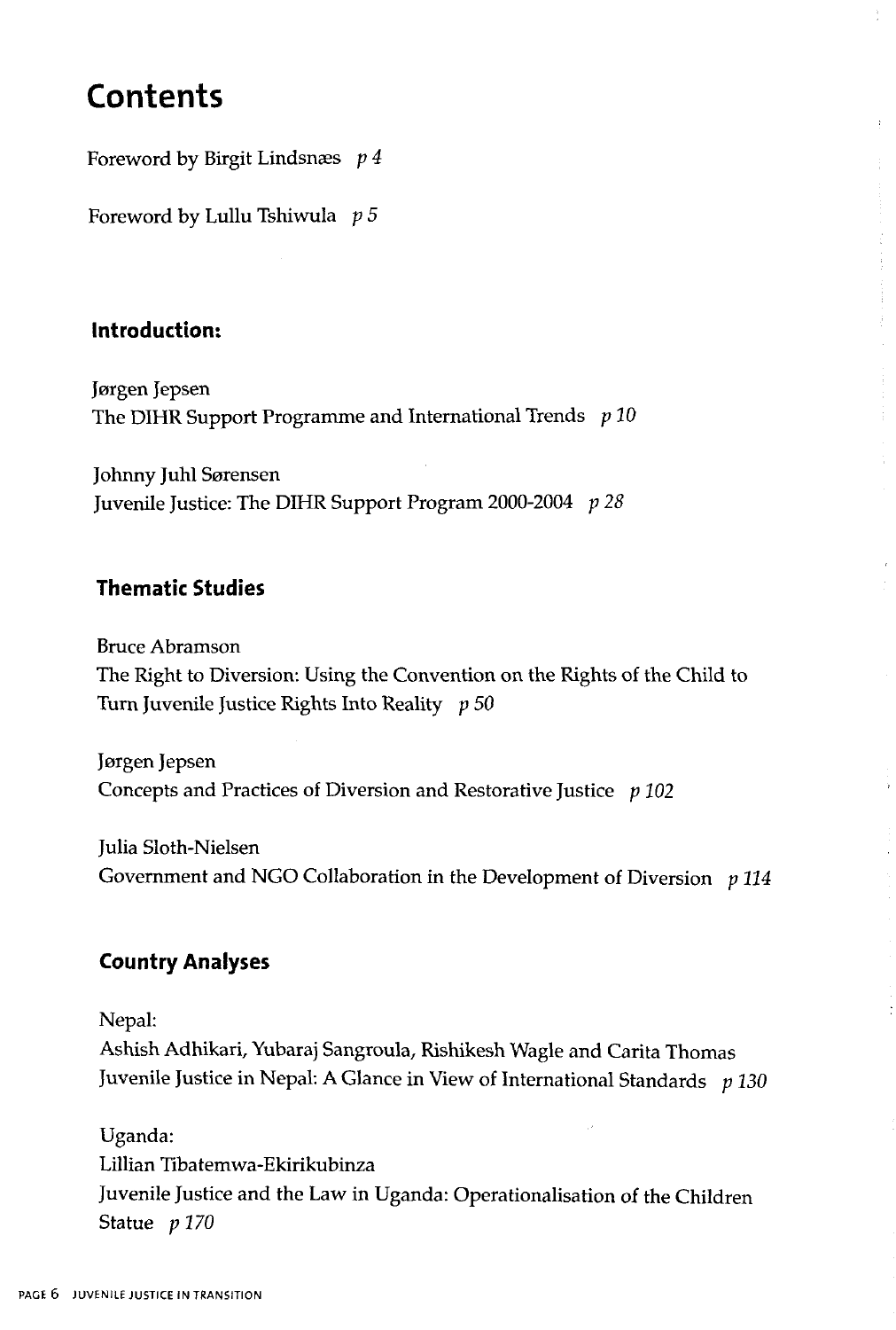# Contents

Foreword by Birgit Lindsnæs *p 4*

Foreword by Lullu Tshiwula *p 5*

### Introduction:

Jørgen Jepsen
The DIHR Support Programme and International Trends *p 10*

Johnny Juhl Sørensen
Juvenile Justice: The DIHR Support Program 2000-2004 *p 28*

### Thematic Studies

Bruce Abramson
The Right to Diversion: Using the Convention on the Rights of the Child to Turn Juvenile Justice Rights Into Reality *p 50*

Jørgen Jepsen
Concepts and Practices of Diversion and Restorative Justice *p 102*

Julia Sloth-Nielsen
Government and NGO Collaboration in the Development of Diversion *p 114*

### Country Analyses

Nepal:
Ashish Adhikari, Yubaraj Sangroula, Rishikesh Wagle and Carita Thomas
Juvenile Justice in Nepal: A Glance in View of International Standards *p 130*

Uganda:
Lillian Tibatemwa-Ekirikubinza
Juvenile Justice and the Law in Uganda: Operationalisation of the Children Statue *p 170*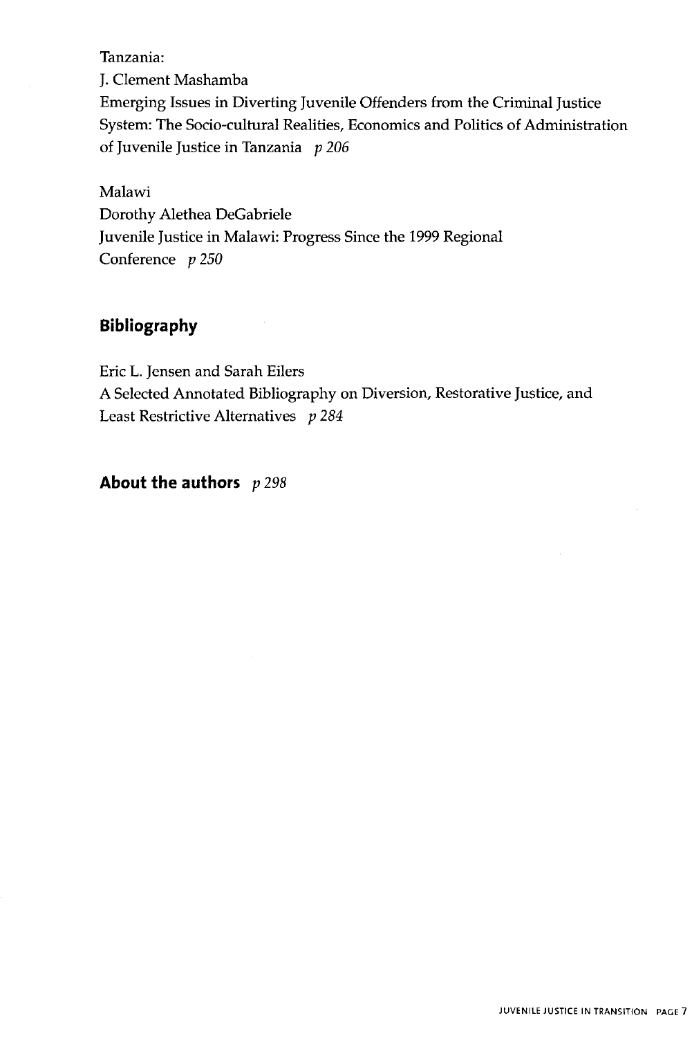Tanzania:

J. Clement Mashamba

Emerging Issues in Diverting Juvenile Offenders from the Criminal Justice System: The Socio-cultural Realities, Economics and Politics of Administration of Juvenile Justice in Tanzania *p 206*

Malawi

Dorothy Alethea DeGabriele

Juvenile Justice in Malawi: Progress Since the 1999 Regional Conference *p 250*

## Bibliography

Eric L. Jensen and Sarah Eilers

A Selected Annotated Bibliography on Diversion, Restorative Justice, and Least Restrictive Alternatives *p 284*

**About the authors** *p 298*